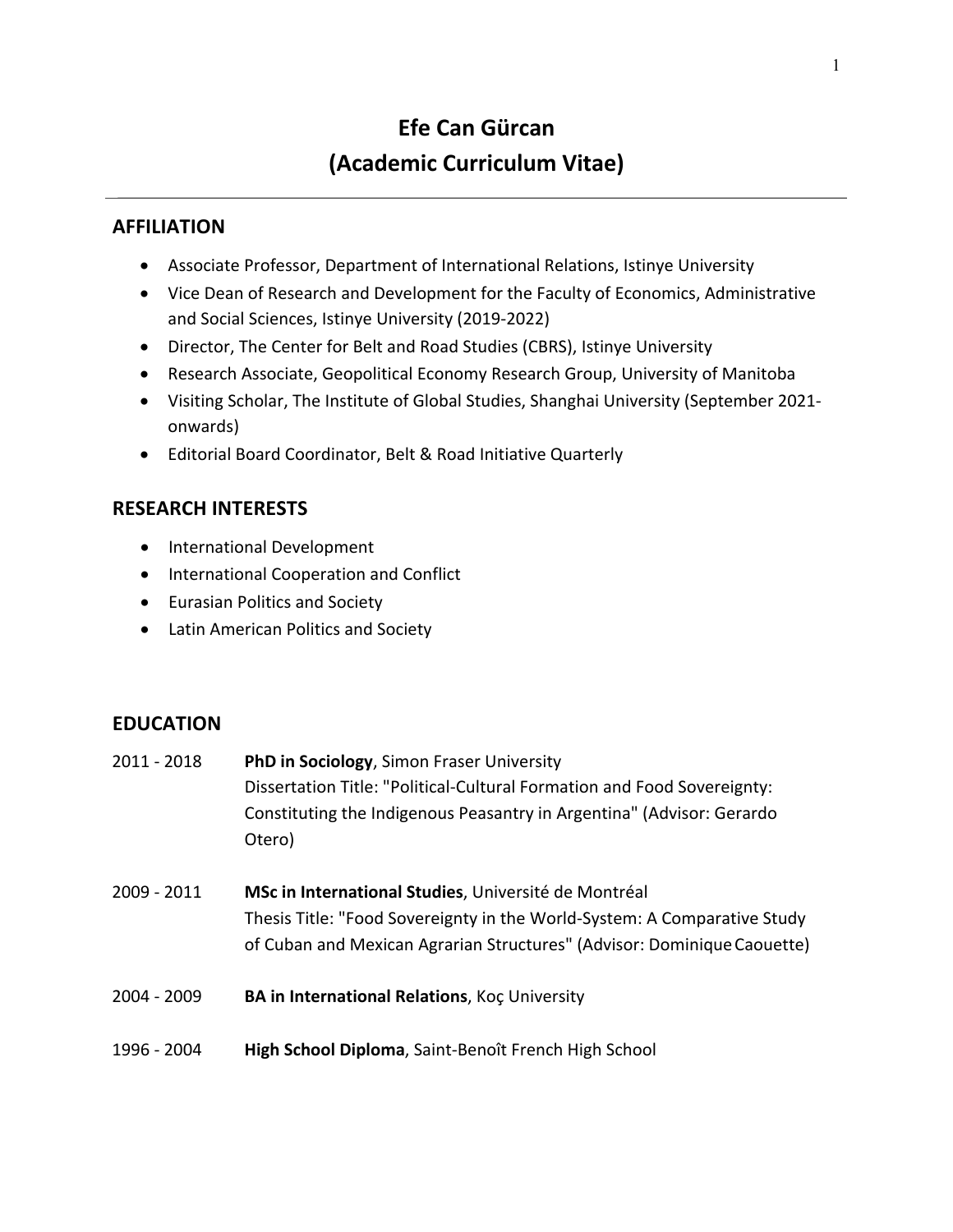# Efe Can Gürcan
# (Academic Curriculum Vitae)

---

## AFFILIATION

- Associate Professor, Department of International Relations, Istinye University
- Vice Dean of Research and Development for the Faculty of Economics, Administrative and Social Sciences, Istinye University (2019-2022)
- Director, The Center for Belt and Road Studies (CBRS), Istinye University
- Research Associate, Geopolitical Economy Research Group, University of Manitoba
- Visiting Scholar, The Institute of Global Studies, Shanghai University (September 2021-onwards)
- Editorial Board Coordinator, Belt & Road Initiative Quarterly

## RESEARCH INTERESTS

- International Development
- International Cooperation and Conflict
- Eurasian Politics and Society
- Latin American Politics and Society

## EDUCATION

2011 - 2018 **PhD in Sociology**, Simon Fraser University
Dissertation Title: "Political-Cultural Formation and Food Sovereignty: Constituting the Indigenous Peasantry in Argentina" (Advisor: Gerardo Otero)

2009 - 2011 **MSc in International Studies**, Université de Montréal
Thesis Title: "Food Sovereignty in the World-System: A Comparative Study of Cuban and Mexican Agrarian Structures" (Advisor: Dominique Caouette)

2004 - 2009 **BA in International Relations**, Koç University

1996 - 2004 **High School Diploma**, Saint-Benoît French High School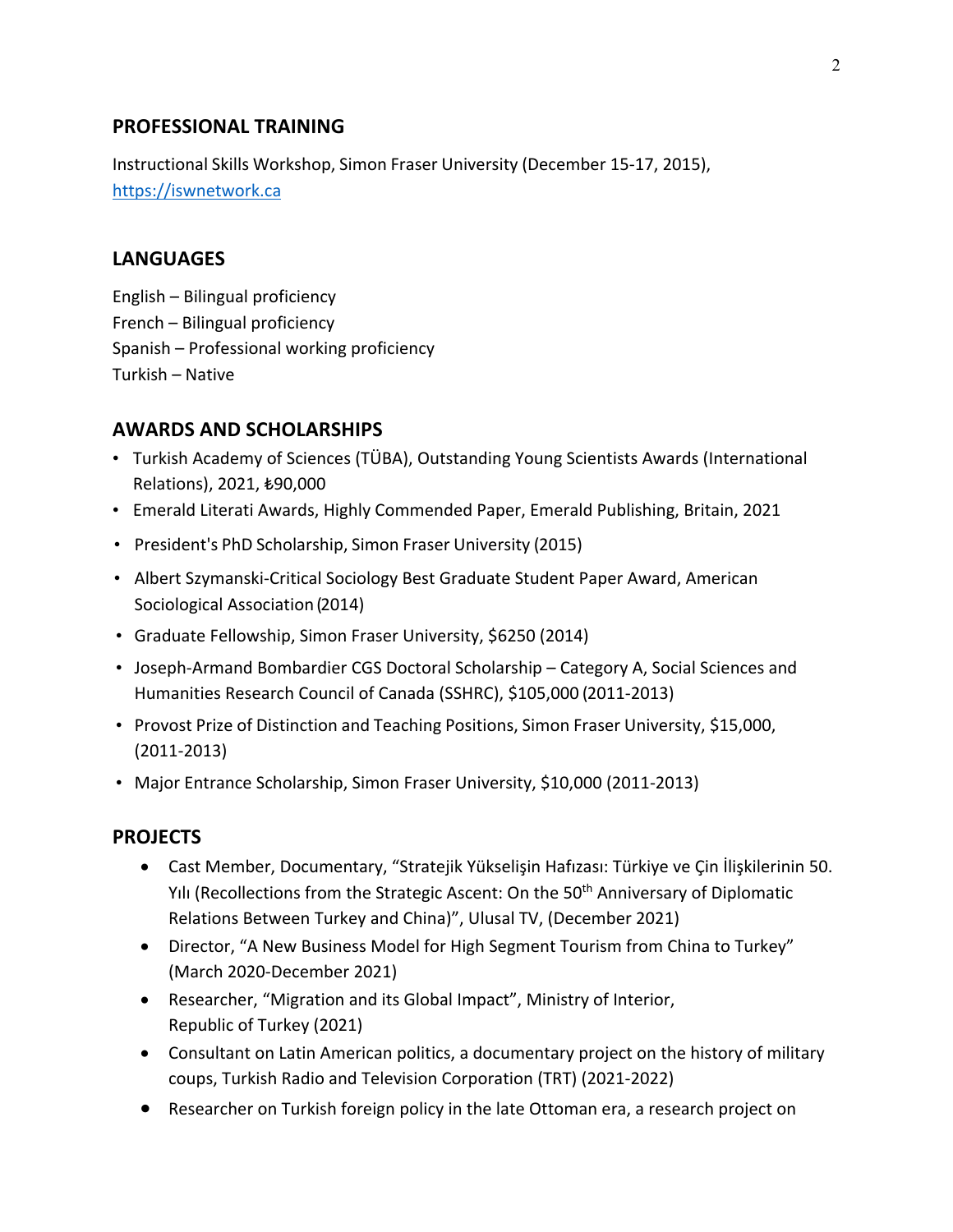## PROFESSIONAL TRAINING

Instructional Skills Workshop, Simon Fraser University (December 15-17, 2015), https://iswnetwork.ca

## LANGUAGES

English – Bilingual proficiency
French – Bilingual proficiency
Spanish – Professional working proficiency
Turkish – Native

## AWARDS AND SCHOLARSHIPS

- Turkish Academy of Sciences (TÜBA), Outstanding Young Scientists Awards (International Relations), 2021, ₺90,000
- Emerald Literati Awards, Highly Commended Paper, Emerald Publishing, Britain, 2021
- President's PhD Scholarship, Simon Fraser University (2015)
- Albert Szymanski-Critical Sociology Best Graduate Student Paper Award, American Sociological Association (2014)
- Graduate Fellowship, Simon Fraser University, $6250 (2014)
- Joseph-Armand Bombardier CGS Doctoral Scholarship – Category A, Social Sciences and Humanities Research Council of Canada (SSHRC), $105,000 (2011-2013)
- Provost Prize of Distinction and Teaching Positions, Simon Fraser University, $15,000, (2011-2013)
- Major Entrance Scholarship, Simon Fraser University, $10,000 (2011-2013)

## PROJECTS

- Cast Member, Documentary, "Stratejik Yükselişin Hafızası: Türkiye ve Çin İlişkilerinin 50. Yılı (Recollections from the Strategic Ascent: On the 50th Anniversary of Diplomatic Relations Between Turkey and China)", Ulusal TV, (December 2021)
- Director, "A New Business Model for High Segment Tourism from China to Turkey" (March 2020-December 2021)
- Researcher, "Migration and its Global Impact", Ministry of Interior, Republic of Turkey (2021)
- Consultant on Latin American politics, a documentary project on the history of military coups, Turkish Radio and Television Corporation (TRT) (2021-2022)
- Researcher on Turkish foreign policy in the late Ottoman era, a research project on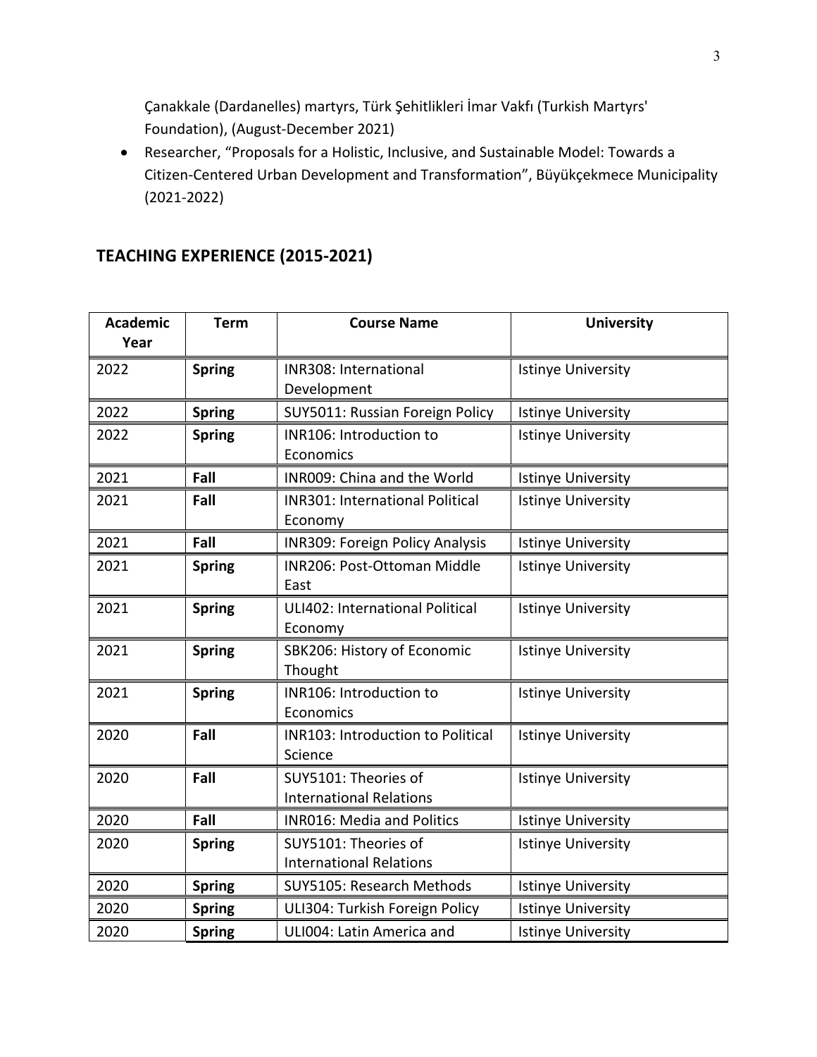Çanakkale (Dardanelles) martyrs, Türk Şehitlikleri İmar Vakfı (Turkish Martyrs' Foundation), (August-December 2021)

- Researcher, "Proposals for a Holistic, Inclusive, and Sustainable Model: Towards a Citizen-Centered Urban Development and Transformation", Büyükçekmece Municipality (2021-2022)

## TEACHING EXPERIENCE (2015-2021)

| Academic Year | Term | Course Name | University |
|---|---|---|---|
| 2022 | **Spring** | INR308: International Development | Istinye University |
| 2022 | **Spring** | SUY5011: Russian Foreign Policy | Istinye University |
| 2022 | **Spring** | INR106: Introduction to Economics | Istinye University |
| 2021 | **Fall** | INR009: China and the World | Istinye University |
| 2021 | **Fall** | INR301: International Political Economy | Istinye University |
| 2021 | **Fall** | INR309: Foreign Policy Analysis | Istinye University |
| 2021 | **Spring** | INR206: Post-Ottoman Middle East | Istinye University |
| 2021 | **Spring** | ULI402: International Political Economy | Istinye University |
| 2021 | **Spring** | SBK206: History of Economic Thought | Istinye University |
| 2021 | **Spring** | INR106: Introduction to Economics | Istinye University |
| 2020 | **Fall** | INR103: Introduction to Political Science | Istinye University |
| 2020 | **Fall** | SUY5101: Theories of International Relations | Istinye University |
| 2020 | **Fall** | INR016: Media and Politics | Istinye University |
| 2020 | **Spring** | SUY5101: Theories of International Relations | Istinye University |
| 2020 | **Spring** | SUY5105: Research Methods | Istinye University |
| 2020 | **Spring** | ULI304: Turkish Foreign Policy | Istinye University |
| 2020 | **Spring** | ULI004: Latin America and | Istinye University |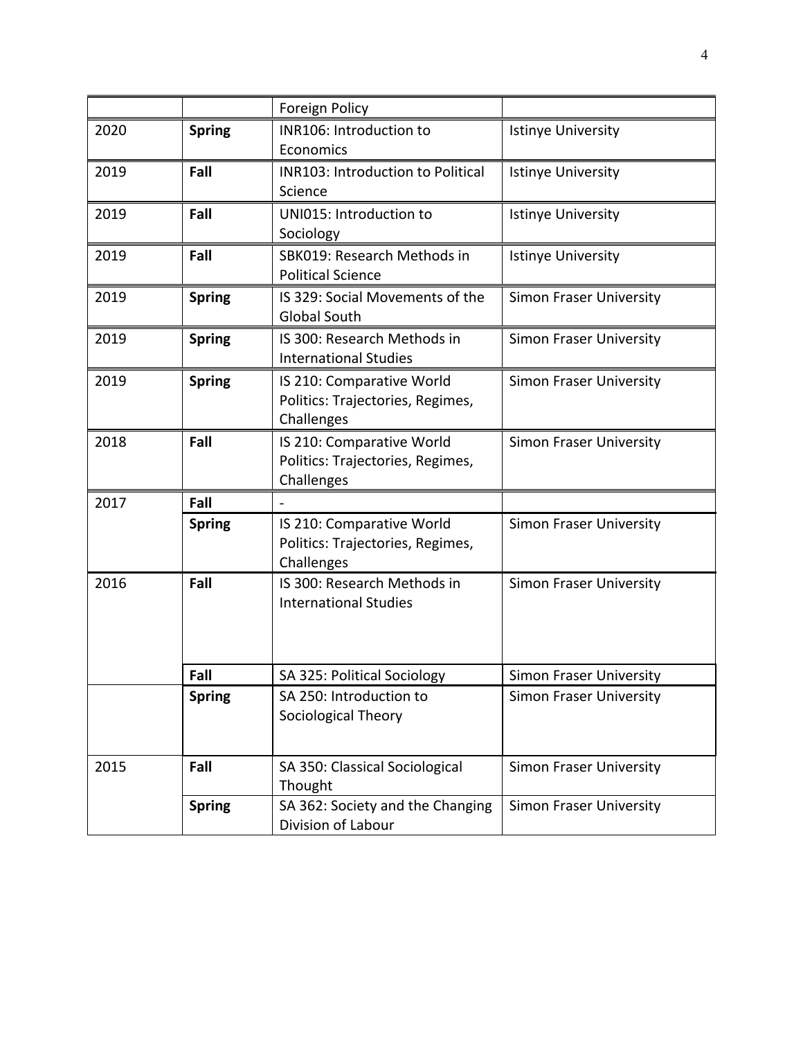| | | | |
|---|---|---|---|
| | | Foreign Policy | |
| 2020 | **Spring** | INR106: Introduction to Economics | Istinye University |
| 2019 | **Fall** | INR103: Introduction to Political Science | Istinye University |
| 2019 | **Fall** | UNI015: Introduction to Sociology | Istinye University |
| 2019 | **Fall** | SBK019: Research Methods in Political Science | Istinye University |
| 2019 | **Spring** | IS 329: Social Movements of the Global South | Simon Fraser University |
| 2019 | **Spring** | IS 300: Research Methods in International Studies | Simon Fraser University |
| 2019 | **Spring** | IS 210: Comparative World Politics: Trajectories, Regimes, Challenges | Simon Fraser University |
| 2018 | **Fall** | IS 210: Comparative World Politics: Trajectories, Regimes, Challenges | Simon Fraser University |
| 2017 | **Fall** | - | |
| | **Spring** | IS 210: Comparative World Politics: Trajectories, Regimes, Challenges | Simon Fraser University |
| 2016 | **Fall** | IS 300: Research Methods in International Studies | Simon Fraser University |
| | **Fall** | SA 325: Political Sociology | Simon Fraser University |
| | **Spring** | SA 250: Introduction to Sociological Theory | Simon Fraser University |
| 2015 | **Fall** | SA 350: Classical Sociological Thought | Simon Fraser University |
| | **Spring** | SA 362: Society and the Changing Division of Labour | Simon Fraser University |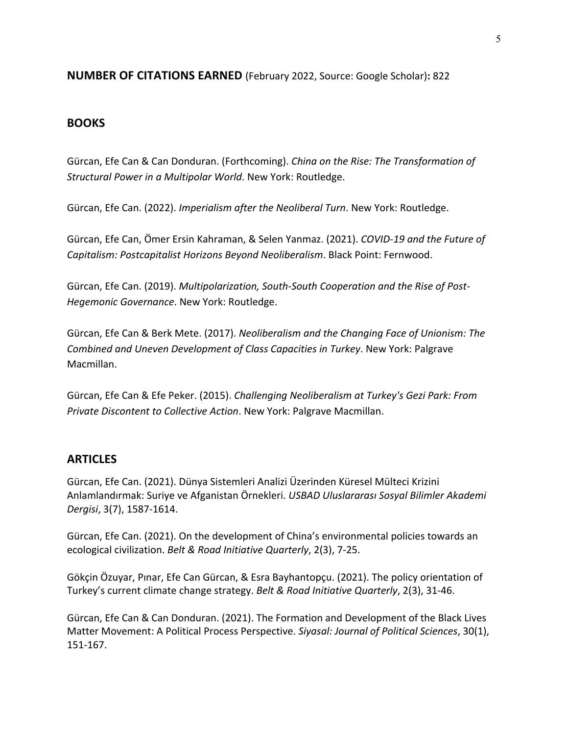**NUMBER OF CITATIONS EARNED** (February 2022, Source: Google Scholar)**:** 822

## BOOKS

Gürcan, Efe Can & Can Donduran. (Forthcoming). *China on the Rise: The Transformation of Structural Power in a Multipolar World*. New York: Routledge.

Gürcan, Efe Can. (2022). *Imperialism after the Neoliberal Turn*. New York: Routledge.

Gürcan, Efe Can, Ömer Ersin Kahraman, & Selen Yanmaz. (2021). *COVID-19 and the Future of Capitalism: Postcapitalist Horizons Beyond Neoliberalism*. Black Point: Fernwood.

Gürcan, Efe Can. (2019). *Multipolarization, South-South Cooperation and the Rise of Post-Hegemonic Governance*. New York: Routledge.

Gürcan, Efe Can & Berk Mete. (2017). *Neoliberalism and the Changing Face of Unionism: The Combined and Uneven Development of Class Capacities in Turkey*. New York: Palgrave Macmillan.

Gürcan, Efe Can & Efe Peker. (2015). *Challenging Neoliberalism at Turkey's Gezi Park: From Private Discontent to Collective Action*. New York: Palgrave Macmillan.

## ARTICLES

Gürcan, Efe Can. (2021). Dünya Sistemleri Analizi Üzerinden Küresel Mülteci Krizini Anlamlandırmak: Suriye ve Afganistan Örnekleri. *USBAD Uluslararası Sosyal Bilimler Akademi Dergisi*, 3(7), 1587-1614.

Gürcan, Efe Can. (2021). On the development of China's environmental policies towards an ecological civilization. *Belt & Road Initiative Quarterly*, 2(3), 7-25.

Gökçin Özuyar, Pınar, Efe Can Gürcan, & Esra Bayhantopçu. (2021). The policy orientation of Turkey's current climate change strategy. *Belt & Road Initiative Quarterly*, 2(3), 31-46.

Gürcan, Efe Can & Can Donduran. (2021). The Formation and Development of the Black Lives Matter Movement: A Political Process Perspective. *Siyasal: Journal of Political Sciences*, 30(1), 151-167.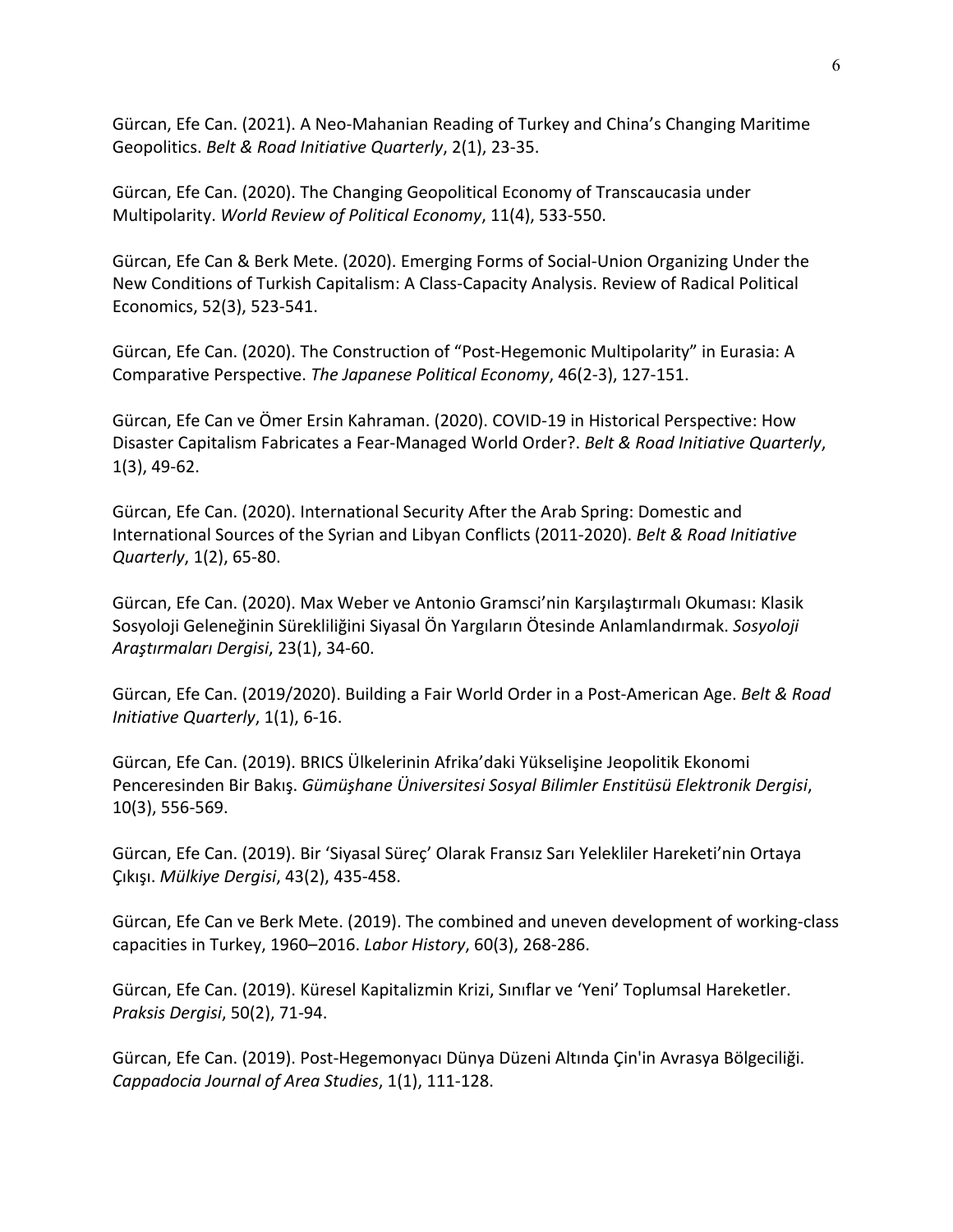Gürcan, Efe Can. (2021). A Neo-Mahanian Reading of Turkey and China's Changing Maritime Geopolitics. *Belt & Road Initiative Quarterly*, 2(1), 23-35.

Gürcan, Efe Can. (2020). The Changing Geopolitical Economy of Transcaucasia under Multipolarity. *World Review of Political Economy*, 11(4), 533-550.

Gürcan, Efe Can & Berk Mete. (2020). Emerging Forms of Social-Union Organizing Under the New Conditions of Turkish Capitalism: A Class-Capacity Analysis. Review of Radical Political Economics, 52(3), 523-541.

Gürcan, Efe Can. (2020). The Construction of "Post-Hegemonic Multipolarity" in Eurasia: A Comparative Perspective. *The Japanese Political Economy*, 46(2-3), 127-151.

Gürcan, Efe Can ve Ömer Ersin Kahraman. (2020). COVID-19 in Historical Perspective: How Disaster Capitalism Fabricates a Fear-Managed World Order?. *Belt & Road Initiative Quarterly*, 1(3), 49-62.

Gürcan, Efe Can. (2020). International Security After the Arab Spring: Domestic and International Sources of the Syrian and Libyan Conflicts (2011-2020). *Belt & Road Initiative Quarterly*, 1(2), 65-80.

Gürcan, Efe Can. (2020). Max Weber ve Antonio Gramsci'nin Karşılaştırmalı Okuması: Klasik Sosyoloji Geleneğinin Sürekliliğini Siyasal Ön Yargıların Ötesinde Anlamlandırmak. *Sosyoloji Araştırmaları Dergisi*, 23(1), 34-60.

Gürcan, Efe Can. (2019/2020). Building a Fair World Order in a Post-American Age. *Belt & Road Initiative Quarterly*, 1(1), 6-16.

Gürcan, Efe Can. (2019). BRICS Ülkelerinin Afrika'daki Yükselişine Jeopolitik Ekonomi Penceresinden Bir Bakış. *Gümüşhane Üniversitesi Sosyal Bilimler Enstitüsü Elektronik Dergisi*, 10(3), 556-569.

Gürcan, Efe Can. (2019). Bir 'Siyasal Süreç' Olarak Fransız Sarı Yelekliler Hareketi'nin Ortaya Çıkışı. *Mülkiye Dergisi*, 43(2), 435-458.

Gürcan, Efe Can ve Berk Mete. (2019). The combined and uneven development of working-class capacities in Turkey, 1960–2016. *Labor History*, 60(3), 268-286.

Gürcan, Efe Can. (2019). Küresel Kapitalizmin Krizi, Sınıflar ve 'Yeni' Toplumsal Hareketler. *Praksis Dergisi*, 50(2), 71-94.

Gürcan, Efe Can. (2019). Post-Hegemonyacı Dünya Düzeni Altında Çin'in Avrasya Bölgeciliği. *Cappadocia Journal of Area Studies*, 1(1), 111-128.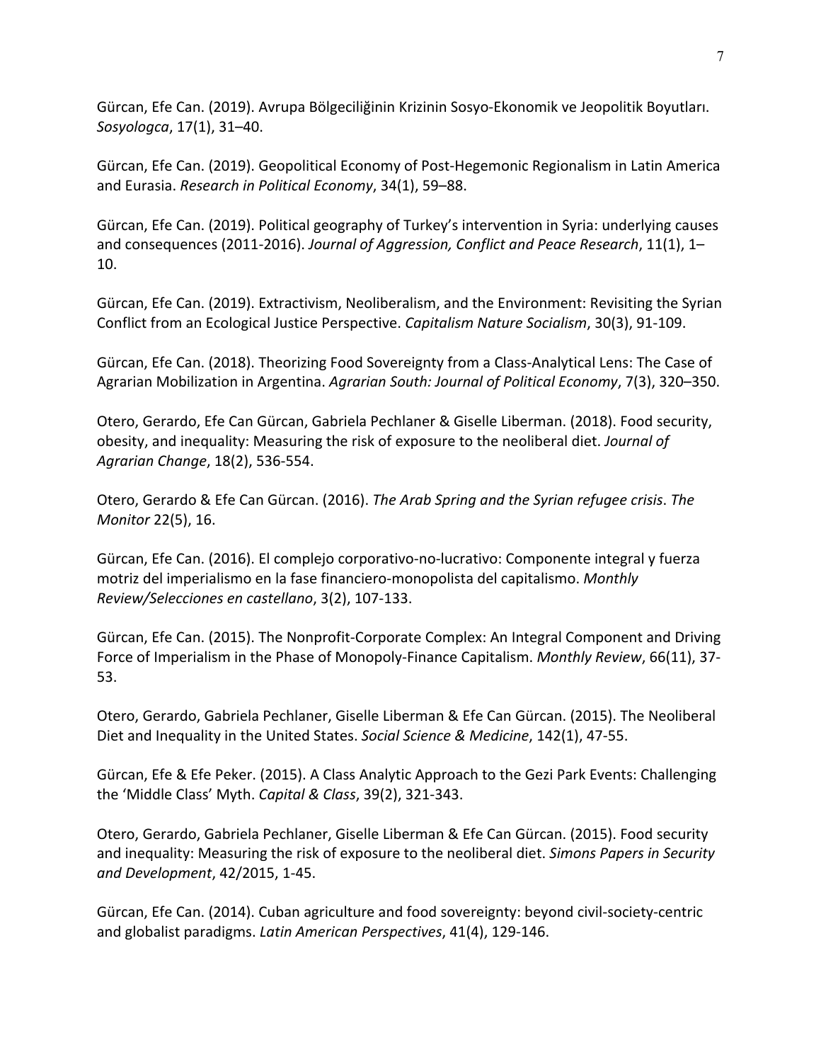Gürcan, Efe Can. (2019). Avrupa Bölgeciliğinin Krizinin Sosyo-Ekonomik ve Jeopolitik Boyutları. *Sosyologca*, 17(1), 31–40.

Gürcan, Efe Can. (2019). Geopolitical Economy of Post-Hegemonic Regionalism in Latin America and Eurasia. *Research in Political Economy*, 34(1), 59–88.

Gürcan, Efe Can. (2019). Political geography of Turkey's intervention in Syria: underlying causes and consequences (2011-2016). *Journal of Aggression, Conflict and Peace Research*, 11(1), 1–10.

Gürcan, Efe Can. (2019). Extractivism, Neoliberalism, and the Environment: Revisiting the Syrian Conflict from an Ecological Justice Perspective. *Capitalism Nature Socialism*, 30(3), 91-109.

Gürcan, Efe Can. (2018). Theorizing Food Sovereignty from a Class-Analytical Lens: The Case of Agrarian Mobilization in Argentina. *Agrarian South: Journal of Political Economy*, 7(3), 320–350.

Otero, Gerardo, Efe Can Gürcan, Gabriela Pechlaner & Giselle Liberman. (2018). Food security, obesity, and inequality: Measuring the risk of exposure to the neoliberal diet. *Journal of Agrarian Change*, 18(2), 536-554.

Otero, Gerardo & Efe Can Gürcan. (2016). *The Arab Spring and the Syrian refugee crisis*. *The Monitor* 22(5), 16.

Gürcan, Efe Can. (2016). El complejo corporativo-no-lucrativo: Componente integral y fuerza motriz del imperialismo en la fase financiero-monopolista del capitalismo. *Monthly Review/Selecciones en castellano*, 3(2), 107-133.

Gürcan, Efe Can. (2015). The Nonprofit-Corporate Complex: An Integral Component and Driving Force of Imperialism in the Phase of Monopoly-Finance Capitalism. *Monthly Review*, 66(11), 37-53.

Otero, Gerardo, Gabriela Pechlaner, Giselle Liberman & Efe Can Gürcan. (2015). The Neoliberal Diet and Inequality in the United States. *Social Science & Medicine*, 142(1), 47-55.

Gürcan, Efe & Efe Peker. (2015). A Class Analytic Approach to the Gezi Park Events: Challenging the 'Middle Class' Myth. *Capital & Class*, 39(2), 321-343.

Otero, Gerardo, Gabriela Pechlaner, Giselle Liberman & Efe Can Gürcan. (2015). Food security and inequality: Measuring the risk of exposure to the neoliberal diet. *Simons Papers in Security and Development*, 42/2015, 1-45.

Gürcan, Efe Can. (2014). Cuban agriculture and food sovereignty: beyond civil-society-centric and globalist paradigms. *Latin American Perspectives*, 41(4), 129-146.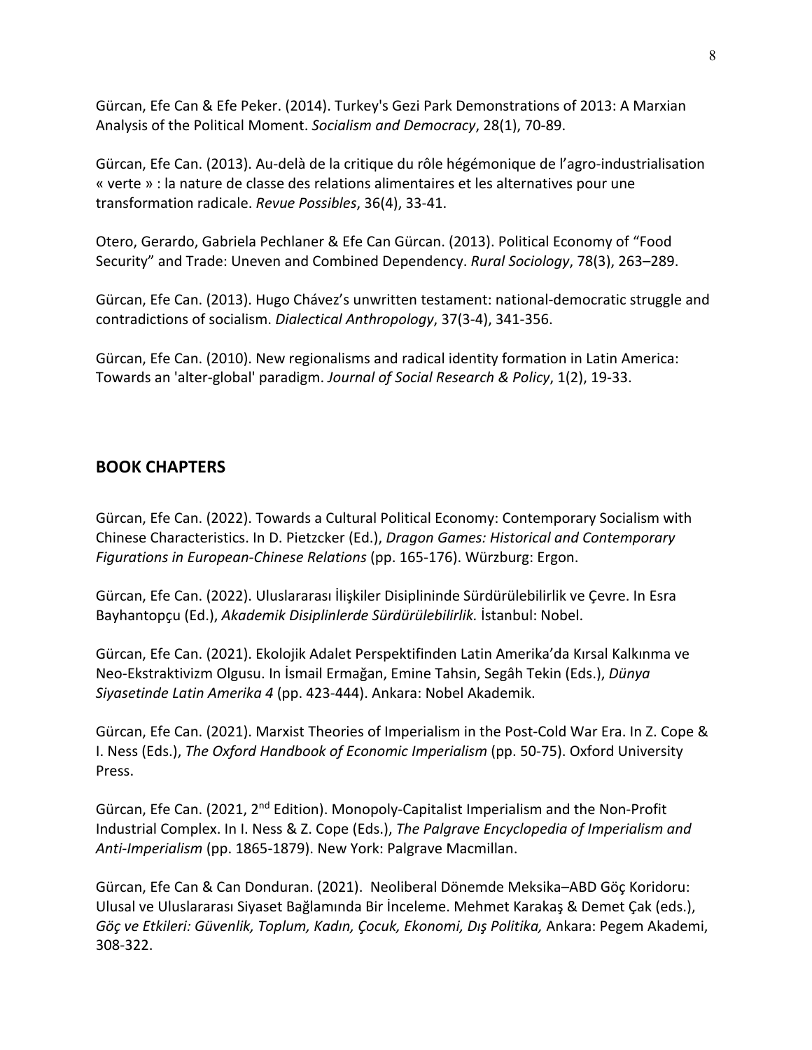Gürcan, Efe Can & Efe Peker. (2014). Turkey's Gezi Park Demonstrations of 2013: A Marxian Analysis of the Political Moment. *Socialism and Democracy*, 28(1), 70-89.

Gürcan, Efe Can. (2013). Au-delà de la critique du rôle hégémonique de l'agro-industrialisation « verte » : la nature de classe des relations alimentaires et les alternatives pour une transformation radicale. *Revue Possibles*, 36(4), 33-41.

Otero, Gerardo, Gabriela Pechlaner & Efe Can Gürcan. (2013). Political Economy of "Food Security" and Trade: Uneven and Combined Dependency. *Rural Sociology*, 78(3), 263–289.

Gürcan, Efe Can. (2013). Hugo Chávez's unwritten testament: national-democratic struggle and contradictions of socialism. *Dialectical Anthropology*, 37(3-4), 341-356.

Gürcan, Efe Can. (2010). New regionalisms and radical identity formation in Latin America: Towards an 'alter-global' paradigm. *Journal of Social Research & Policy*, 1(2), 19-33.

## BOOK CHAPTERS

Gürcan, Efe Can. (2022). Towards a Cultural Political Economy: Contemporary Socialism with Chinese Characteristics. In D. Pietzcker (Ed.), *Dragon Games: Historical and Contemporary Figurations in European-Chinese Relations* (pp. 165-176). Würzburg: Ergon.

Gürcan, Efe Can. (2022). Uluslararası İlişkiler Disiplininde Sürdürülebilirlik ve Çevre. In Esra Bayhantopçu (Ed.), *Akademik Disiplinlerde Sürdürülebilirlik.* İstanbul: Nobel.

Gürcan, Efe Can. (2021). Ekolojik Adalet Perspektifinden Latin Amerika'da Kırsal Kalkınma ve Neo-Ekstraktivizm Olgusu. In İsmail Ermağan, Emine Tahsin, Segâh Tekin (Eds.), *Dünya Siyasetinde Latin Amerika 4* (pp. 423-444). Ankara: Nobel Akademik.

Gürcan, Efe Can. (2021). Marxist Theories of Imperialism in the Post-Cold War Era. In Z. Cope & I. Ness (Eds.), *The Oxford Handbook of Economic Imperialism* (pp. 50-75). Oxford University Press.

Gürcan, Efe Can. (2021, 2nd Edition). Monopoly-Capitalist Imperialism and the Non-Profit Industrial Complex. In I. Ness & Z. Cope (Eds.), *The Palgrave Encyclopedia of Imperialism and Anti-Imperialism* (pp. 1865-1879). New York: Palgrave Macmillan.

Gürcan, Efe Can & Can Donduran. (2021). Neoliberal Dönemde Meksika–ABD Göç Koridoru: Ulusal ve Uluslararası Siyaset Bağlamında Bir İnceleme. Mehmet Karakaş & Demet Çak (eds.), *Göç ve Etkileri: Güvenlik, Toplum, Kadın, Çocuk, Ekonomi, Dış Politika,* Ankara: Pegem Akademi, 308-322.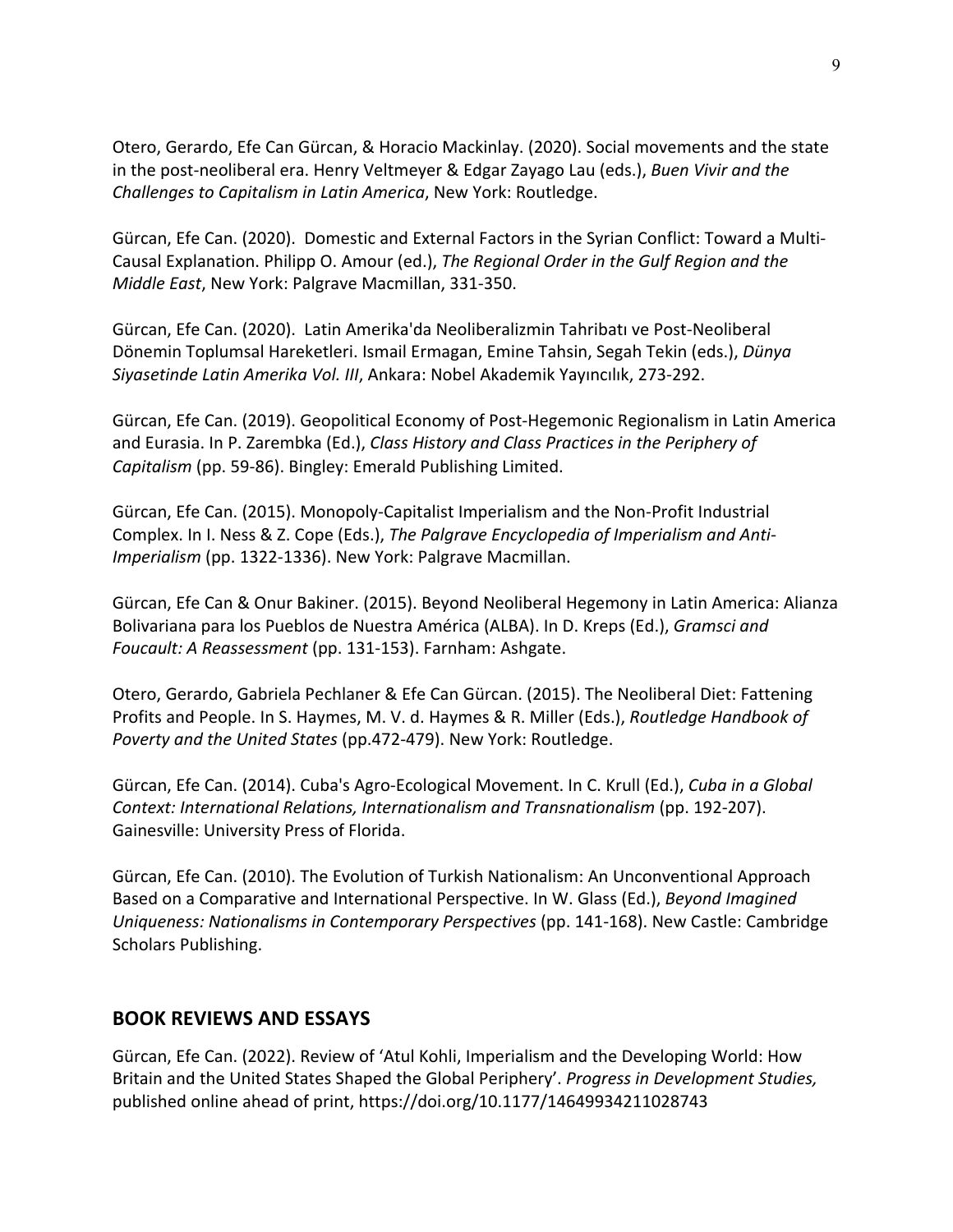Otero, Gerardo, Efe Can Gürcan, & Horacio Mackinlay. (2020). Social movements and the state in the post-neoliberal era. Henry Veltmeyer & Edgar Zayago Lau (eds.), *Buen Vivir and the Challenges to Capitalism in Latin America*, New York: Routledge.

Gürcan, Efe Can. (2020). Domestic and External Factors in the Syrian Conflict: Toward a Multi-Causal Explanation. Philipp O. Amour (ed.), *The Regional Order in the Gulf Region and the Middle East*, New York: Palgrave Macmillan, 331-350.

Gürcan, Efe Can. (2020). Latin Amerika'da Neoliberalizmin Tahribatı ve Post-Neoliberal Dönemin Toplumsal Hareketleri. Ismail Ermagan, Emine Tahsin, Segah Tekin (eds.), *Dünya Siyasetinde Latin Amerika Vol. III*, Ankara: Nobel Akademik Yayıncılık, 273-292.

Gürcan, Efe Can. (2019). Geopolitical Economy of Post-Hegemonic Regionalism in Latin America and Eurasia. In P. Zarembka (Ed.), *Class History and Class Practices in the Periphery of Capitalism* (pp. 59-86). Bingley: Emerald Publishing Limited.

Gürcan, Efe Can. (2015). Monopoly-Capitalist Imperialism and the Non-Profit Industrial Complex. In I. Ness & Z. Cope (Eds.), *The Palgrave Encyclopedia of Imperialism and Anti-Imperialism* (pp. 1322-1336). New York: Palgrave Macmillan.

Gürcan, Efe Can & Onur Bakiner. (2015). Beyond Neoliberal Hegemony in Latin America: Alianza Bolivariana para los Pueblos de Nuestra América (ALBA). In D. Kreps (Ed.), *Gramsci and Foucault: A Reassessment* (pp. 131-153). Farnham: Ashgate.

Otero, Gerardo, Gabriela Pechlaner & Efe Can Gürcan. (2015). The Neoliberal Diet: Fattening Profits and People. In S. Haymes, M. V. d. Haymes & R. Miller (Eds.), *Routledge Handbook of Poverty and the United States* (pp.472-479). New York: Routledge.

Gürcan, Efe Can. (2014). Cuba's Agro-Ecological Movement. In C. Krull (Ed.), *Cuba in a Global Context: International Relations, Internationalism and Transnationalism* (pp. 192-207). Gainesville: University Press of Florida.

Gürcan, Efe Can. (2010). The Evolution of Turkish Nationalism: An Unconventional Approach Based on a Comparative and International Perspective. In W. Glass (Ed.), *Beyond Imagined Uniqueness: Nationalisms in Contemporary Perspectives* (pp. 141-168). New Castle: Cambridge Scholars Publishing.

## BOOK REVIEWS AND ESSAYS

Gürcan, Efe Can. (2022). Review of 'Atul Kohli, Imperialism and the Developing World: How Britain and the United States Shaped the Global Periphery'. *Progress in Development Studies,* published online ahead of print, https://doi.org/10.1177/14649934211028743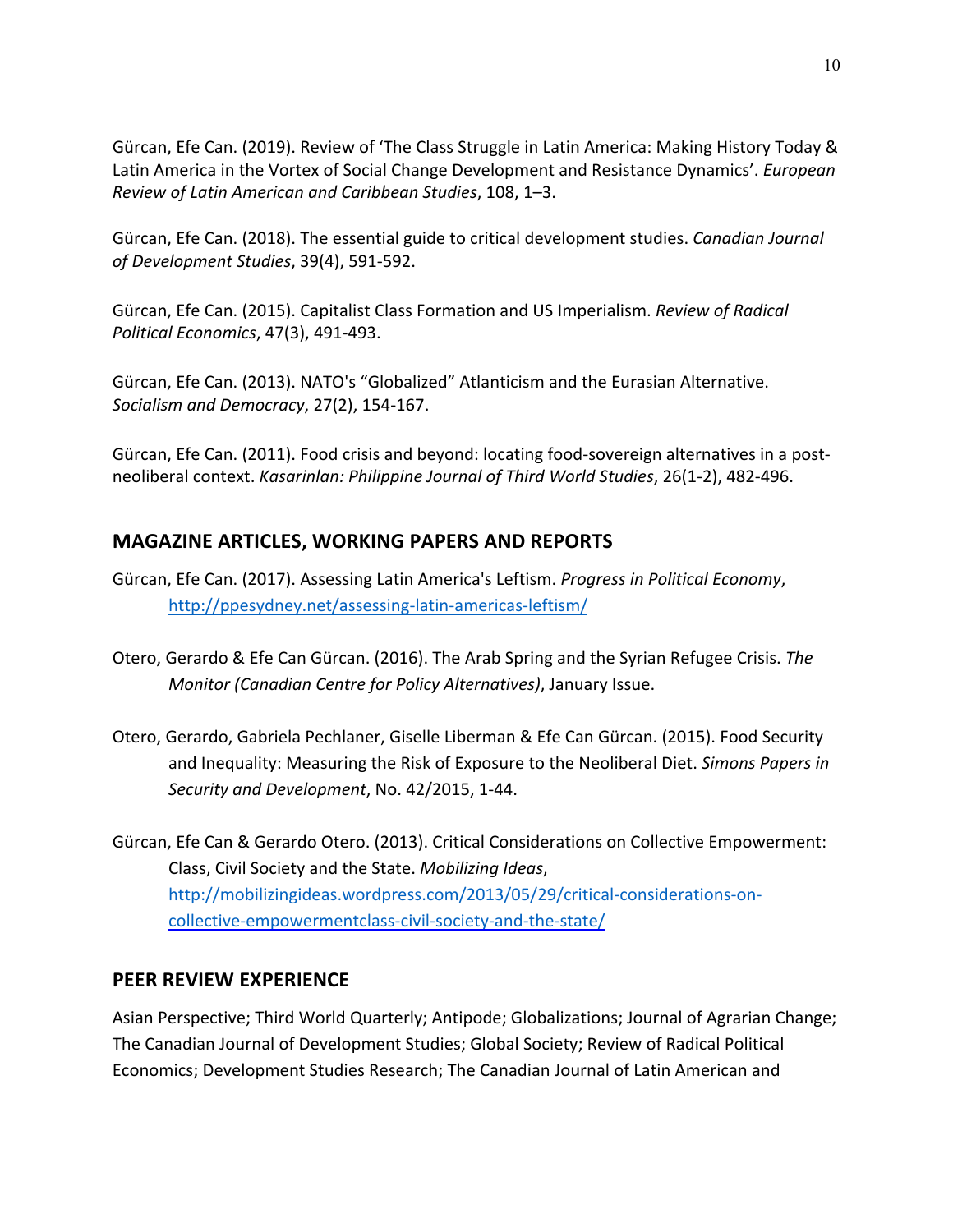Gürcan, Efe Can. (2019). Review of 'The Class Struggle in Latin America: Making History Today & Latin America in the Vortex of Social Change Development and Resistance Dynamics'. *European Review of Latin American and Caribbean Studies*, 108, 1–3.

Gürcan, Efe Can. (2018). The essential guide to critical development studies. *Canadian Journal of Development Studies*, 39(4), 591-592.

Gürcan, Efe Can. (2015). Capitalist Class Formation and US Imperialism. *Review of Radical Political Economics*, 47(3), 491-493.

Gürcan, Efe Can. (2013). NATO's "Globalized" Atlanticism and the Eurasian Alternative. *Socialism and Democracy*, 27(2), 154-167.

Gürcan, Efe Can. (2011). Food crisis and beyond: locating food-sovereign alternatives in a post-neoliberal context. *Kasarinlan: Philippine Journal of Third World Studies*, 26(1-2), 482-496.

## MAGAZINE ARTICLES, WORKING PAPERS AND REPORTS

Gürcan, Efe Can. (2017). Assessing Latin America's Leftism. *Progress in Political Economy*, http://ppesydney.net/assessing-latin-americas-leftism/

Otero, Gerardo & Efe Can Gürcan. (2016). The Arab Spring and the Syrian Refugee Crisis. *The Monitor (Canadian Centre for Policy Alternatives)*, January Issue.

Otero, Gerardo, Gabriela Pechlaner, Giselle Liberman & Efe Can Gürcan. (2015). Food Security and Inequality: Measuring the Risk of Exposure to the Neoliberal Diet. *Simons Papers in Security and Development*, No. 42/2015, 1-44.

Gürcan, Efe Can & Gerardo Otero. (2013). Critical Considerations on Collective Empowerment: Class, Civil Society and the State. *Mobilizing Ideas*, http://mobilizingideas.wordpress.com/2013/05/29/critical-considerations-on-collective-empowermentclass-civil-society-and-the-state/

## PEER REVIEW EXPERIENCE

Asian Perspective; Third World Quarterly; Antipode; Globalizations; Journal of Agrarian Change; The Canadian Journal of Development Studies; Global Society; Review of Radical Political Economics; Development Studies Research; The Canadian Journal of Latin American and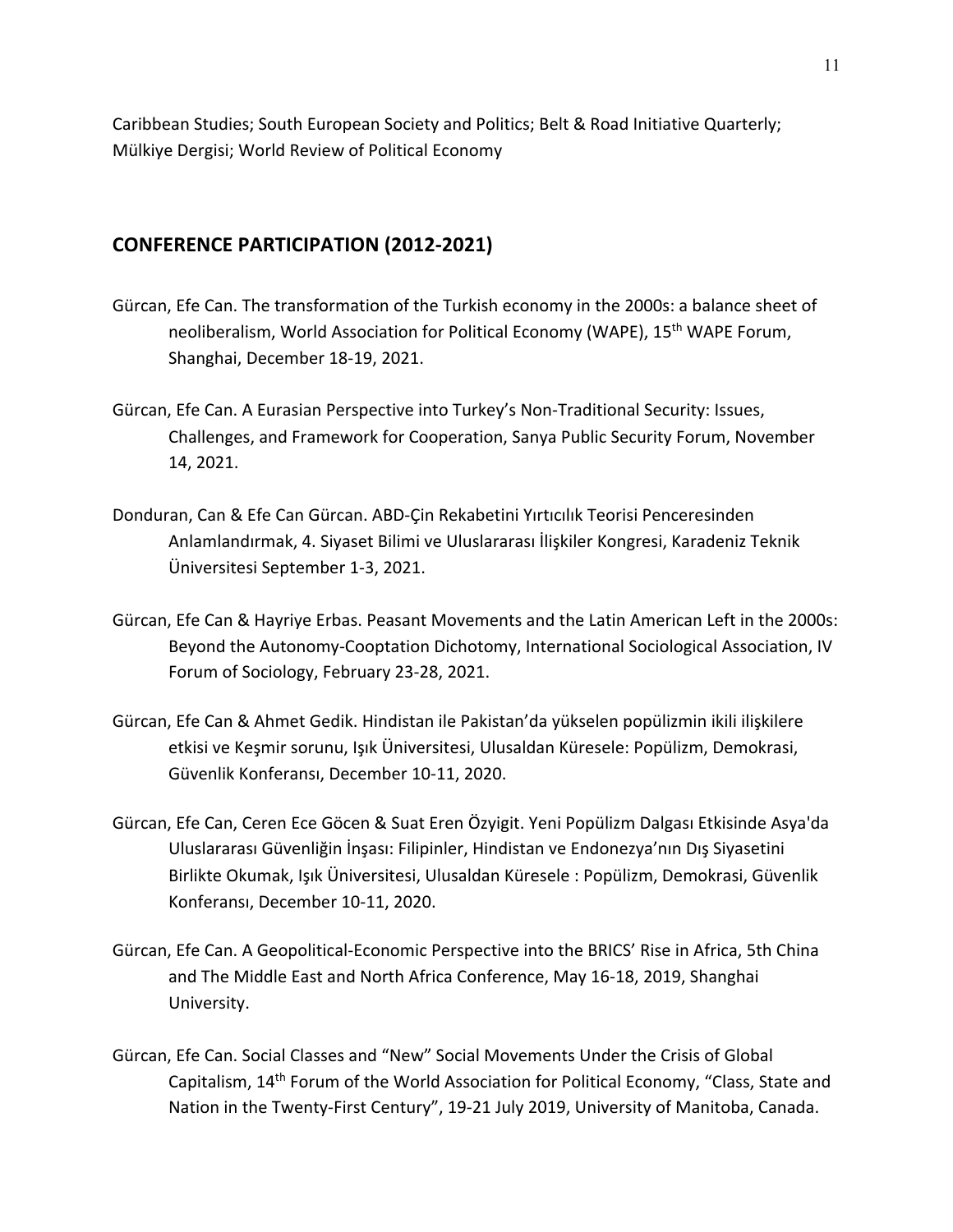Caribbean Studies; South European Society and Politics; Belt & Road Initiative Quarterly; Mülkiye Dergisi; World Review of Political Economy

## CONFERENCE PARTICIPATION (2012-2021)

Gürcan, Efe Can. The transformation of the Turkish economy in the 2000s: a balance sheet of neoliberalism, World Association for Political Economy (WAPE), 15th WAPE Forum, Shanghai, December 18-19, 2021.

Gürcan, Efe Can. A Eurasian Perspective into Turkey's Non-Traditional Security: Issues, Challenges, and Framework for Cooperation, Sanya Public Security Forum, November 14, 2021.

Donduran, Can & Efe Can Gürcan. ABD-Çin Rekabetini Yırtıcılık Teorisi Penceresinden Anlamlandırmak, 4. Siyaset Bilimi ve Uluslararası İlişkiler Kongresi, Karadeniz Teknik Üniversitesi September 1-3, 2021.

Gürcan, Efe Can & Hayriye Erbas. Peasant Movements and the Latin American Left in the 2000s: Beyond the Autonomy-Cooptation Dichotomy, International Sociological Association, IV Forum of Sociology, February 23-28, 2021.

Gürcan, Efe Can & Ahmet Gedik. Hindistan ile Pakistan'da yükselen popülizmin ikili ilişkilere etkisi ve Keşmir sorunu, Işık Üniversitesi, Ulusaldan Küresele: Popülizm, Demokrasi, Güvenlik Konferansı, December 10-11, 2020.

Gürcan, Efe Can, Ceren Ece Göcen & Suat Eren Özyigit. Yeni Popülizm Dalgası Etkisinde Asya'da Uluslararası Güvenliğin İnşası: Filipinler, Hindistan ve Endonezya'nın Dış Siyasetini Birlikte Okumak, Işık Üniversitesi, Ulusaldan Küresele : Popülizm, Demokrasi, Güvenlik Konferansı, December 10-11, 2020.

Gürcan, Efe Can. A Geopolitical-Economic Perspective into the BRICS' Rise in Africa, 5th China and The Middle East and North Africa Conference, May 16-18, 2019, Shanghai University.

Gürcan, Efe Can. Social Classes and "New" Social Movements Under the Crisis of Global Capitalism, 14th Forum of the World Association for Political Economy, "Class, State and Nation in the Twenty-First Century", 19-21 July 2019, University of Manitoba, Canada.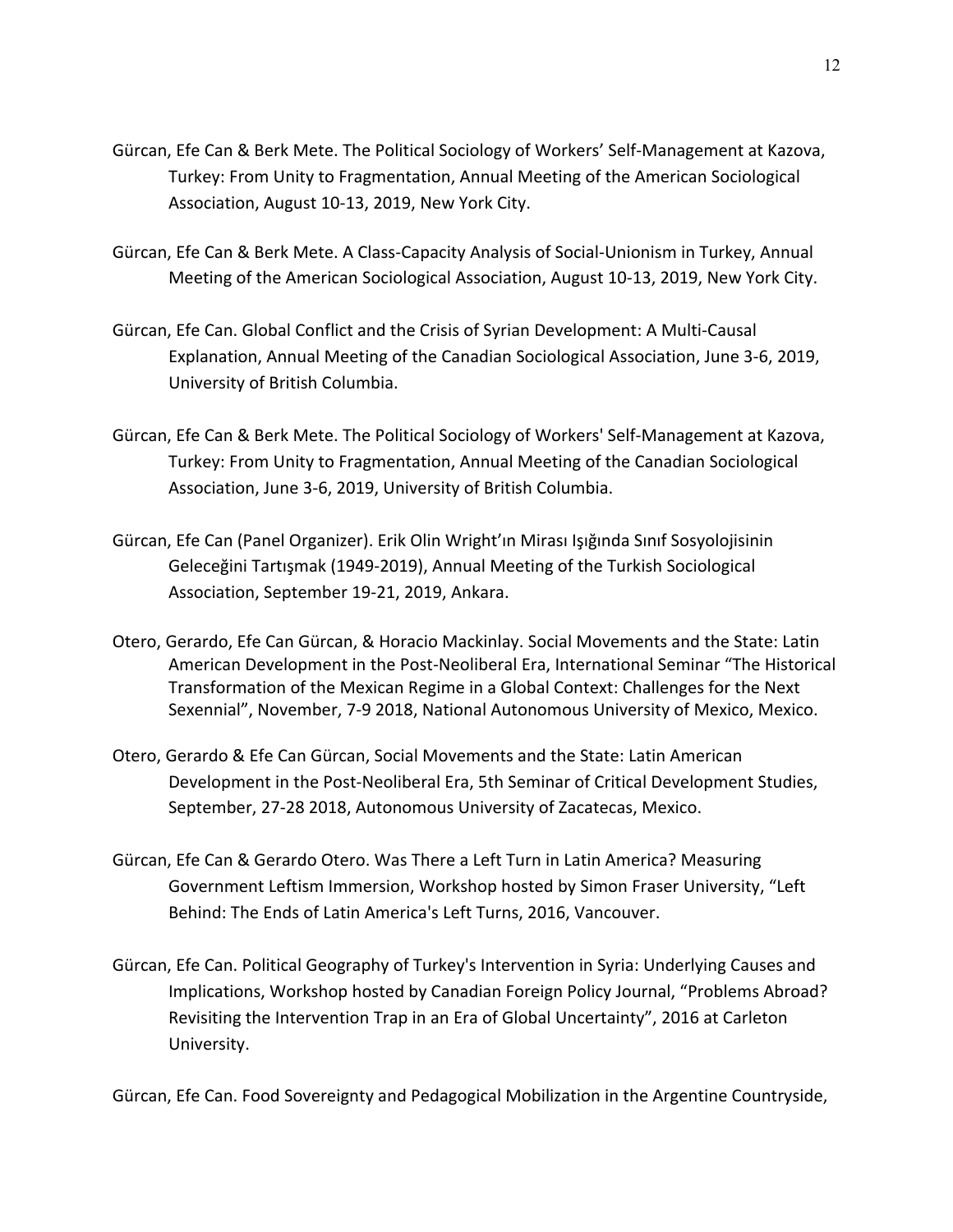Gürcan, Efe Can & Berk Mete. The Political Sociology of Workers' Self-Management at Kazova, Turkey: From Unity to Fragmentation, Annual Meeting of the American Sociological Association, August 10-13, 2019, New York City.

Gürcan, Efe Can & Berk Mete. A Class-Capacity Analysis of Social-Unionism in Turkey, Annual Meeting of the American Sociological Association, August 10-13, 2019, New York City.

Gürcan, Efe Can. Global Conflict and the Crisis of Syrian Development: A Multi-Causal Explanation, Annual Meeting of the Canadian Sociological Association, June 3-6, 2019, University of British Columbia.

Gürcan, Efe Can & Berk Mete. The Political Sociology of Workers' Self-Management at Kazova, Turkey: From Unity to Fragmentation, Annual Meeting of the Canadian Sociological Association, June 3-6, 2019, University of British Columbia.

Gürcan, Efe Can (Panel Organizer). Erik Olin Wright'ın Mirası Işığında Sınıf Sosyolojisinin Geleceğini Tartışmak (1949-2019), Annual Meeting of the Turkish Sociological Association, September 19-21, 2019, Ankara.

Otero, Gerardo, Efe Can Gürcan, & Horacio Mackinlay. Social Movements and the State: Latin American Development in the Post-Neoliberal Era, International Seminar "The Historical Transformation of the Mexican Regime in a Global Context: Challenges for the Next Sexennial", November, 7-9 2018, National Autonomous University of Mexico, Mexico.

Otero, Gerardo & Efe Can Gürcan, Social Movements and the State: Latin American Development in the Post-Neoliberal Era, 5th Seminar of Critical Development Studies, September, 27-28 2018, Autonomous University of Zacatecas, Mexico.

Gürcan, Efe Can & Gerardo Otero. Was There a Left Turn in Latin America? Measuring Government Leftism Immersion, Workshop hosted by Simon Fraser University, "Left Behind: The Ends of Latin America's Left Turns, 2016, Vancouver.

Gürcan, Efe Can. Political Geography of Turkey's Intervention in Syria: Underlying Causes and Implications, Workshop hosted by Canadian Foreign Policy Journal, "Problems Abroad? Revisiting the Intervention Trap in an Era of Global Uncertainty", 2016 at Carleton University.

Gürcan, Efe Can. Food Sovereignty and Pedagogical Mobilization in the Argentine Countryside,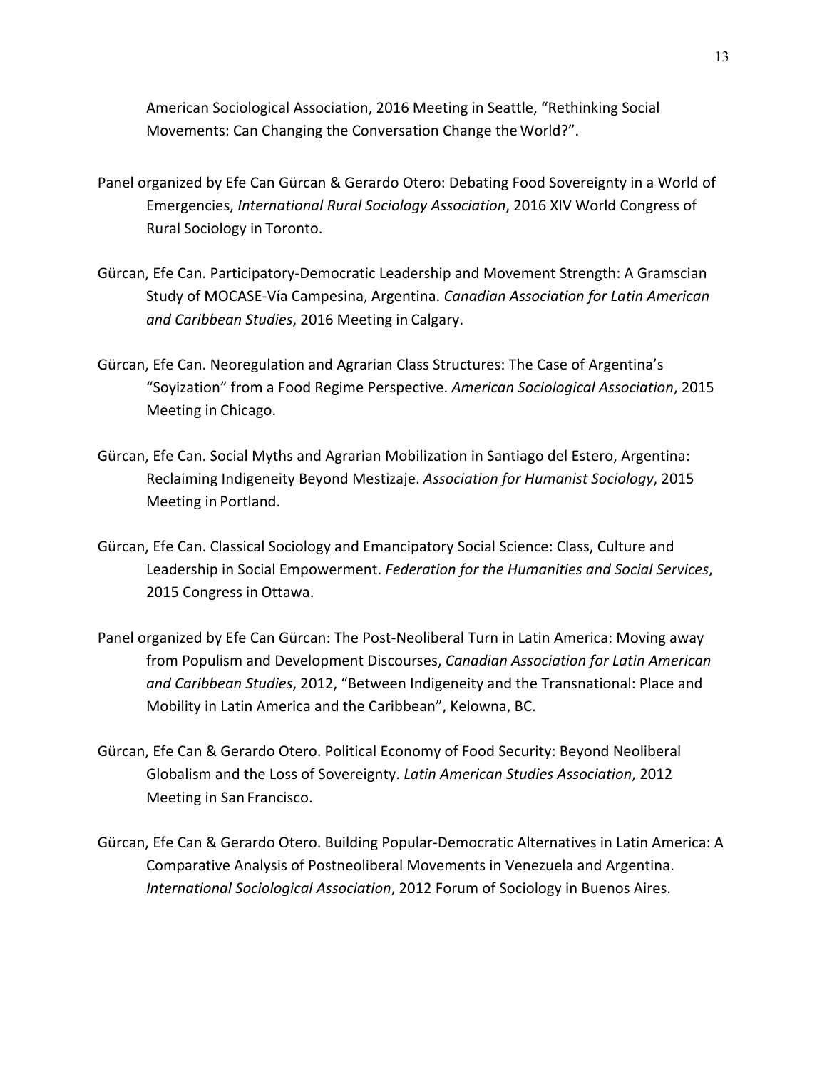American Sociological Association, 2016 Meeting in Seattle, "Rethinking Social Movements: Can Changing the Conversation Change the World?".

Panel organized by Efe Can Gürcan & Gerardo Otero: Debating Food Sovereignty in a World of Emergencies, *International Rural Sociology Association*, 2016 XIV World Congress of Rural Sociology in Toronto.

Gürcan, Efe Can. Participatory-Democratic Leadership and Movement Strength: A Gramscian Study of MOCASE-Vía Campesina, Argentina. *Canadian Association for Latin American and Caribbean Studies*, 2016 Meeting in Calgary.

Gürcan, Efe Can. Neoregulation and Agrarian Class Structures: The Case of Argentina's "Soyization" from a Food Regime Perspective. *American Sociological Association*, 2015 Meeting in Chicago.

Gürcan, Efe Can. Social Myths and Agrarian Mobilization in Santiago del Estero, Argentina: Reclaiming Indigeneity Beyond Mestizaje. *Association for Humanist Sociology*, 2015 Meeting in Portland.

Gürcan, Efe Can. Classical Sociology and Emancipatory Social Science: Class, Culture and Leadership in Social Empowerment. *Federation for the Humanities and Social Services*, 2015 Congress in Ottawa.

Panel organized by Efe Can Gürcan: The Post-Neoliberal Turn in Latin America: Moving away from Populism and Development Discourses, *Canadian Association for Latin American and Caribbean Studies*, 2012, "Between Indigeneity and the Transnational: Place and Mobility in Latin America and the Caribbean", Kelowna, BC.

Gürcan, Efe Can & Gerardo Otero. Political Economy of Food Security: Beyond Neoliberal Globalism and the Loss of Sovereignty. *Latin American Studies Association*, 2012 Meeting in San Francisco.

Gürcan, Efe Can & Gerardo Otero. Building Popular-Democratic Alternatives in Latin America: A Comparative Analysis of Postneoliberal Movements in Venezuela and Argentina. *International Sociological Association*, 2012 Forum of Sociology in Buenos Aires.